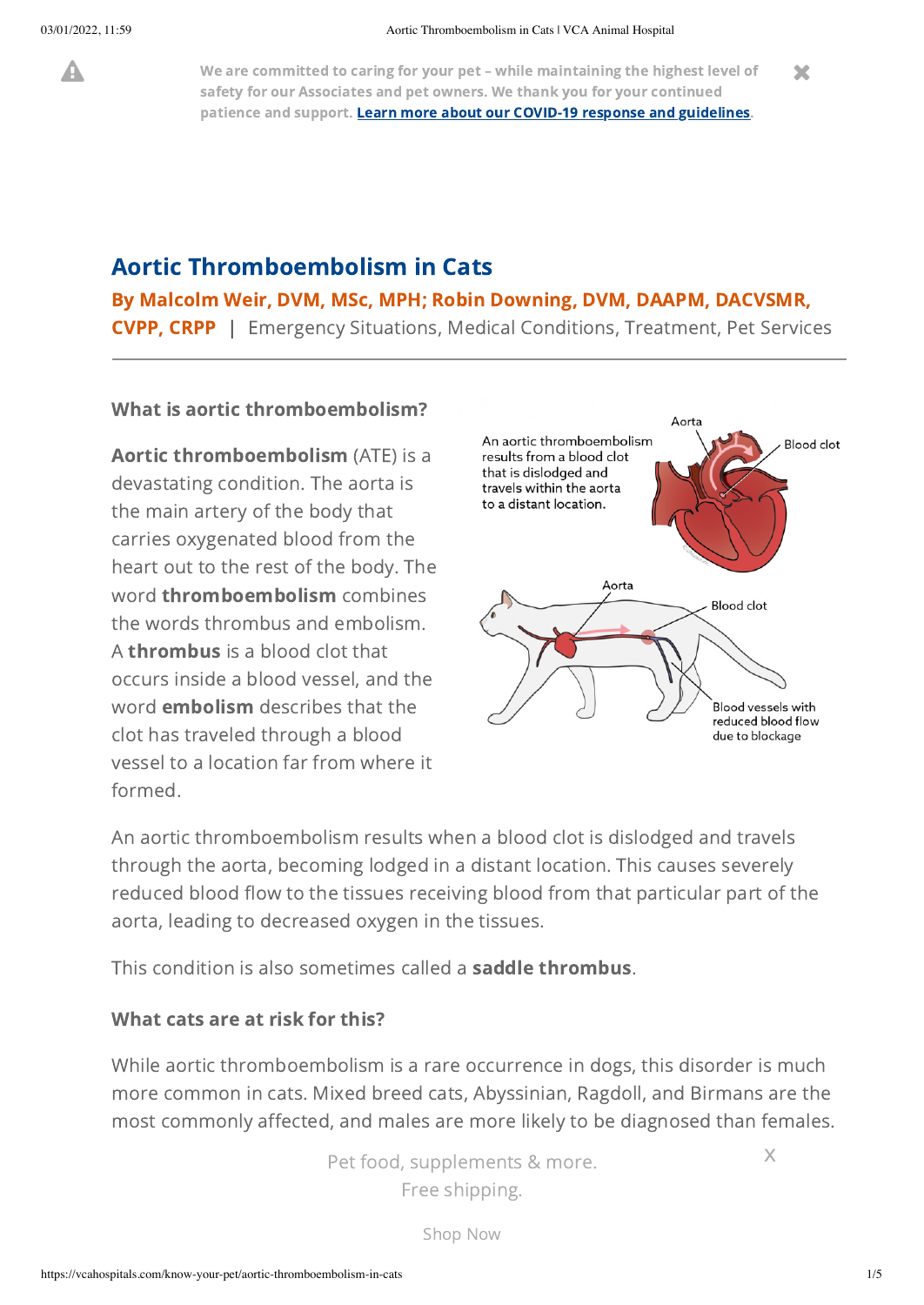We are committed to caring for your pet – while maintaining the highest level of safety for our Associates and pet owners. We thank you for your continued patience and support. Learn more about our COVID-19 response and guidelines.

# Aortic Thromboembolism in Cats

**By Malcolm Weir, DVM, MSc, MPH; Robin Downing, DVM, DAAPM, DACVSMR, CVPP, CRPP** | Emergency Situations, Medical Conditions, Treatment, Pet Services

### What is aortic thromboembolism?

**Aortic thromboembolism** (ATE) is a devastating condition. The aorta is the main artery of the body that carries oxygenated blood from the heart out to the rest of the body. The word **thromboembolism** combines the words thrombus and embolism. A **thrombus** is a blood clot that occurs inside a blood vessel, and the word **embolism** describes that the clot has traveled through a blood vessel to a location far from where it formed.

An aortic thromboembolism results from a blood clot that is dislodged and travels within the aorta to a distant location.

Aorta

Blood clot

Blood vessels with reduced blood flow due to blockage

An aortic thromboembolism results when a blood clot is dislodged and travels through the aorta, becoming lodged in a distant location. This causes severely reduced blood flow to the tissues receiving blood from that particular part of the aorta, leading to decreased oxygen in the tissues.

This condition is also sometimes called a **saddle thrombus**.

### What cats are at risk for this?

While aortic thromboembolism is a rare occurrence in dogs, this disorder is much more common in cats. Mixed breed cats, Abyssinian, Ragdoll, and Birmans are the most commonly affected, and males are more likely to be diagnosed than females.

Pet food, supplements & more.
Free shipping.

Shop Now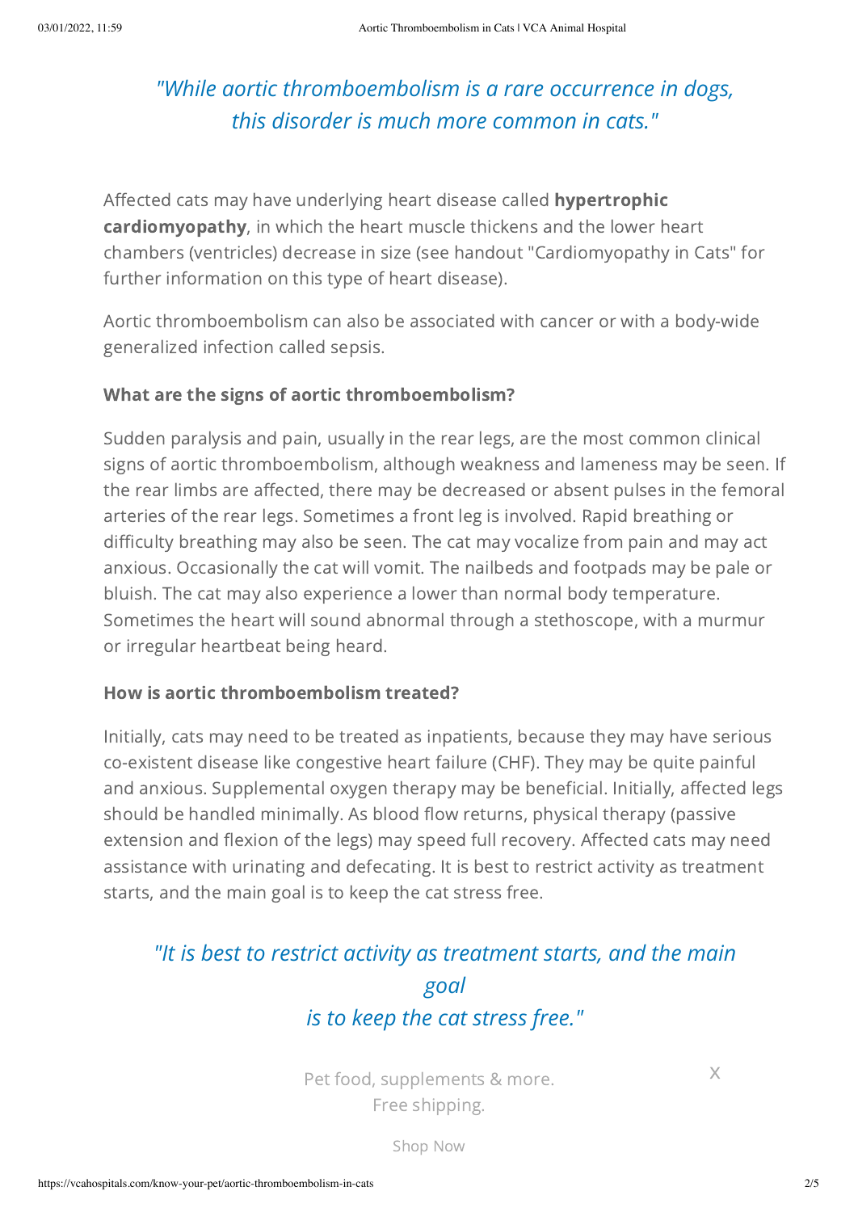*"While aortic thromboembolism is a rare occurrence in dogs, this disorder is much more common in cats."*

Affected cats may have underlying heart disease called **hypertrophic cardiomyopathy**, in which the heart muscle thickens and the lower heart chambers (ventricles) decrease in size (see handout "Cardiomyopathy in Cats" for further information on this type of heart disease).

Aortic thromboembolism can also be associated with cancer or with a body-wide generalized infection called sepsis.

### What are the signs of aortic thromboembolism?

Sudden paralysis and pain, usually in the rear legs, are the most common clinical signs of aortic thromboembolism, although weakness and lameness may be seen. If the rear limbs are affected, there may be decreased or absent pulses in the femoral arteries of the rear legs. Sometimes a front leg is involved. Rapid breathing or difficulty breathing may also be seen. The cat may vocalize from pain and may act anxious. Occasionally the cat will vomit. The nailbeds and footpads may be pale or bluish. The cat may also experience a lower than normal body temperature. Sometimes the heart will sound abnormal through a stethoscope, with a murmur or irregular heartbeat being heard.

### How is aortic thromboembolism treated?

Initially, cats may need to be treated as inpatients, because they may have serious co-existent disease like congestive heart failure (CHF). They may be quite painful and anxious. Supplemental oxygen therapy may be beneficial. Initially, affected legs should be handled minimally. As blood flow returns, physical therapy (passive extension and flexion of the legs) may speed full recovery. Affected cats may need assistance with urinating and defecating. It is best to restrict activity as treatment starts, and the main goal is to keep the cat stress free.

*"It is best to restrict activity as treatment starts, and the main goal is to keep the cat stress free."*

Pet food, supplements & more.
Free shipping.

Shop Now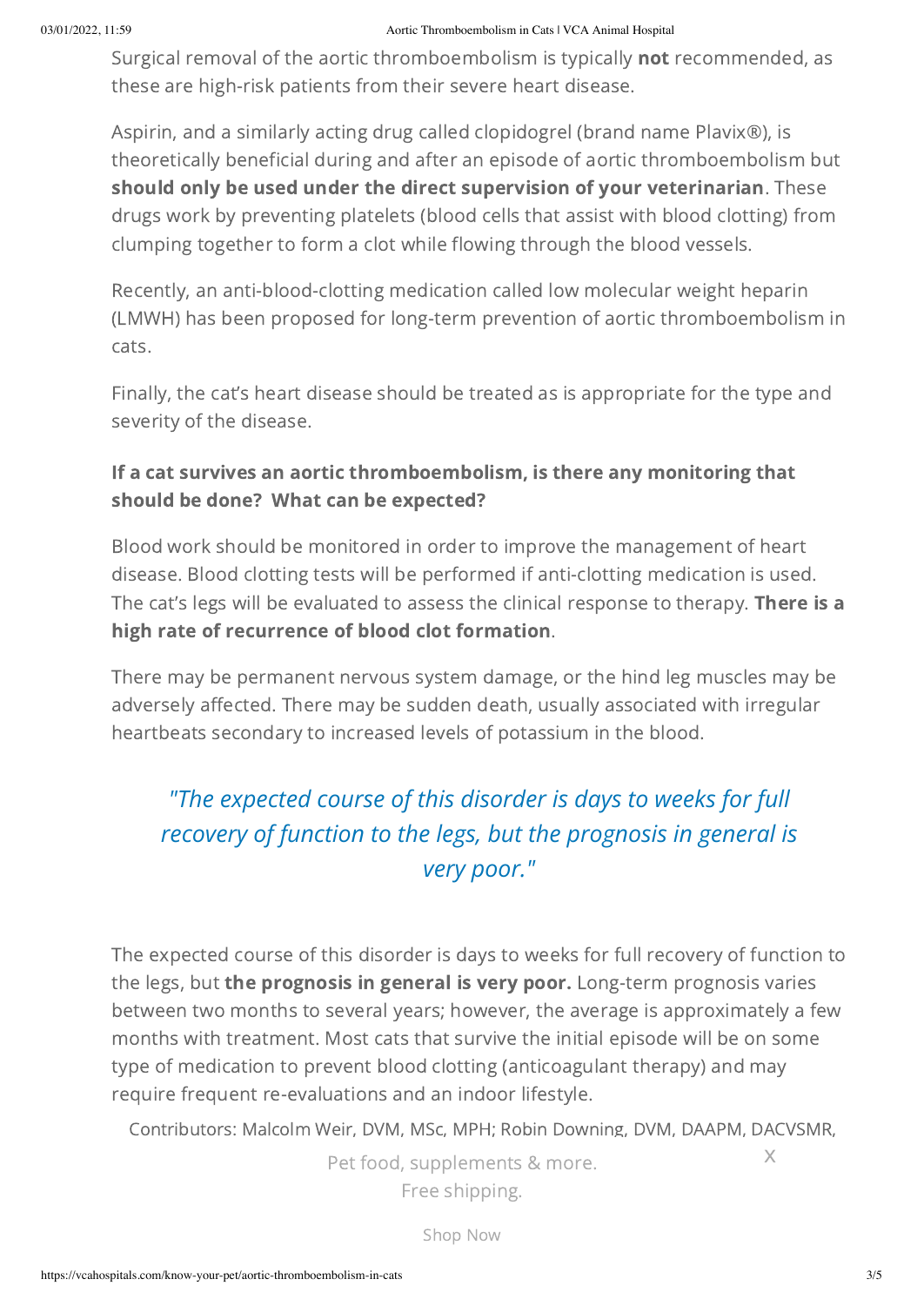Surgical removal of the aortic thromboembolism is typically **not** recommended, as these are high-risk patients from their severe heart disease.

Aspirin, and a similarly acting drug called clopidogrel (brand name Plavix®), is theoretically beneficial during and after an episode of aortic thromboembolism but **should only be used under the direct supervision of your veterinarian**. These drugs work by preventing platelets (blood cells that assist with blood clotting) from clumping together to form a clot while flowing through the blood vessels.

Recently, an anti-blood-clotting medication called low molecular weight heparin (LMWH) has been proposed for long-term prevention of aortic thromboembolism in cats.

Finally, the cat's heart disease should be treated as is appropriate for the type and severity of the disease.

### If a cat survives an aortic thromboembolism, is there any monitoring that should be done? What can be expected?

Blood work should be monitored in order to improve the management of heart disease. Blood clotting tests will be performed if anti-clotting medication is used. The cat's legs will be evaluated to assess the clinical response to therapy. **There is a high rate of recurrence of blood clot formation**.

There may be permanent nervous system damage, or the hind leg muscles may be adversely affected. There may be sudden death, usually associated with irregular heartbeats secondary to increased levels of potassium in the blood.

> *"The expected course of this disorder is days to weeks for full recovery of function to the legs, but the prognosis in general is very poor."*

The expected course of this disorder is days to weeks for full recovery of function to the legs, but **the prognosis in general is very poor.** Long-term prognosis varies between two months to several years; however, the average is approximately a few months with treatment. Most cats that survive the initial episode will be on some type of medication to prevent blood clotting (anticoagulant therapy) and may require frequent re-evaluations and an indoor lifestyle.

Contributors: Malcolm Weir, DVM, MSc, MPH; Robin Downing, DVM, DAAPM, DACVSMR,

Pet food, supplements & more.
Free shipping.

Shop Now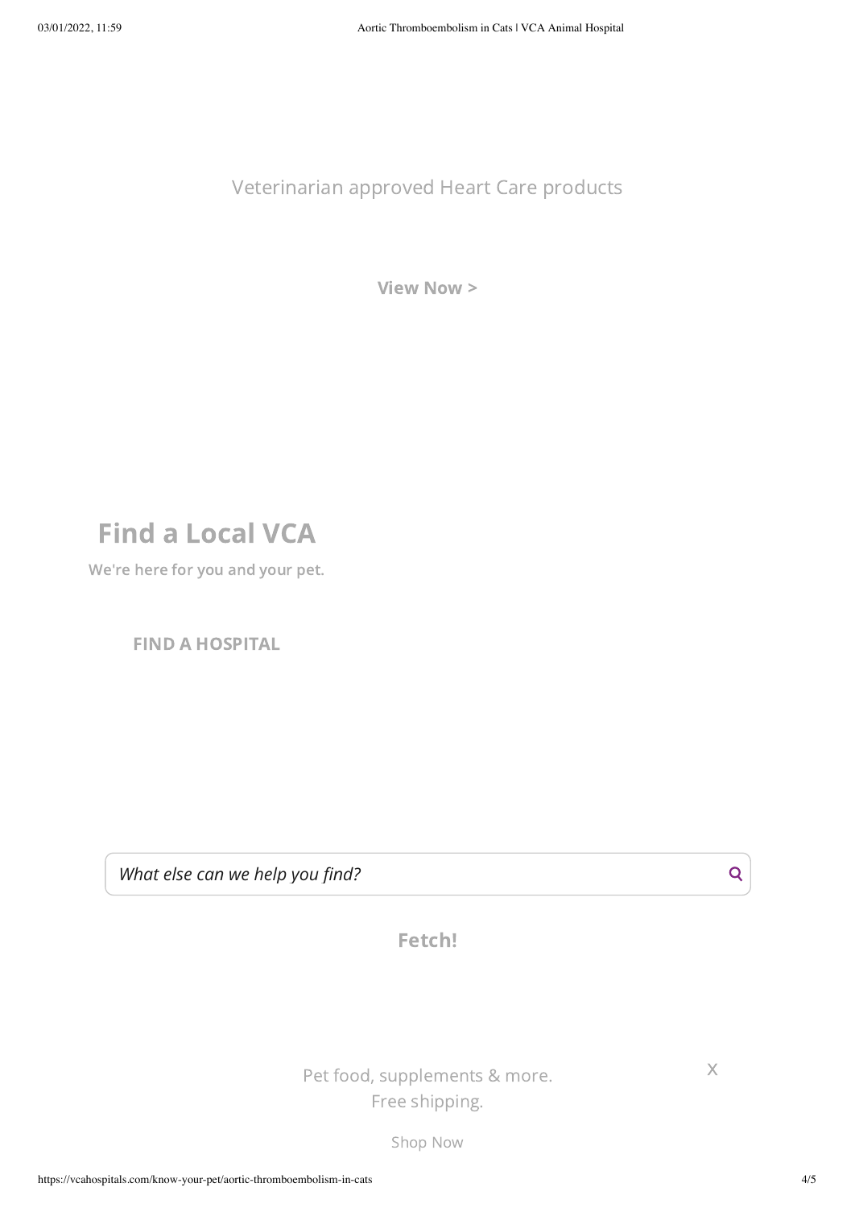Veterinarian approved Heart Care products

View Now >

## Find a Local VCA

We're here for you and your pet.

FIND A HOSPITAL

*What else can we help you find?*

**Fetch!**

Pet food, supplements & more.
Free shipping.

X

Shop Now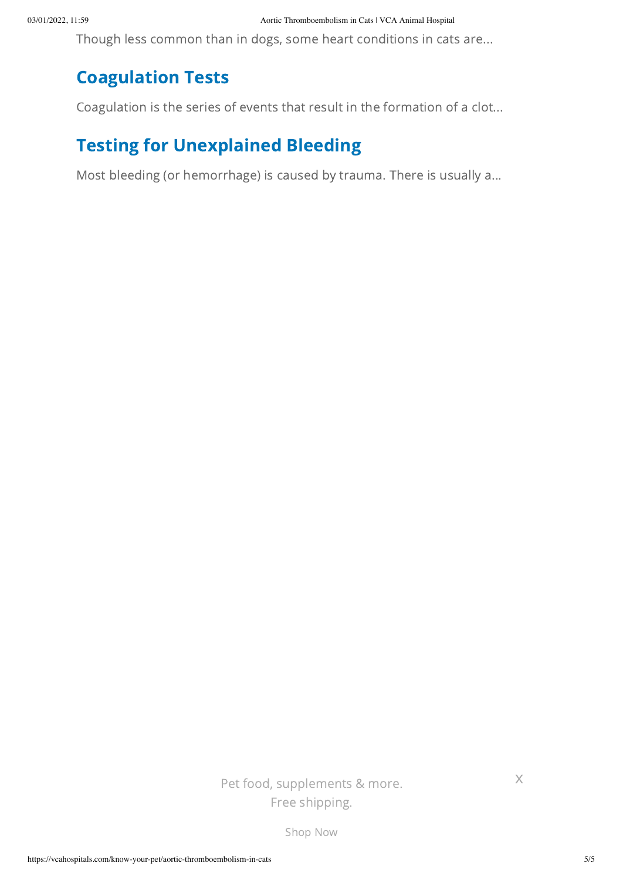Though less common than in dogs, some heart conditions in cats are...

## Coagulation Tests

Coagulation is the series of events that result in the formation of a clot...

## Testing for Unexplained Bleeding

Most bleeding (or hemorrhage) is caused by trauma. There is usually a...

Pet food, supplements & more.
Free shipping.

X

Shop Now